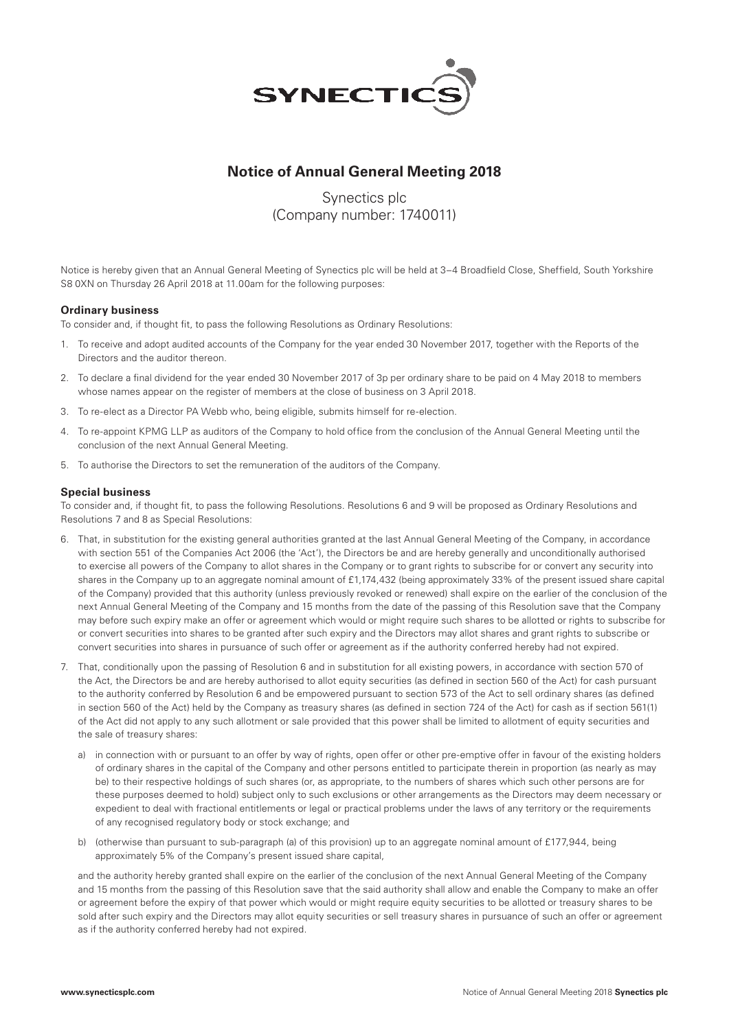# Notice of Annual General Meeting 2018

Synectics plc
(Company number: 1740011)

Notice is hereby given that an Annual General Meeting of Synectics plc will be held at 3–4 Broadfield Close, Sheffield, South Yorkshire S8 0XN on Thursday 26 April 2018 at 11.00am for the following purposes:

### Ordinary business

To consider and, if thought fit, to pass the following Resolutions as Ordinary Resolutions:

1. To receive and adopt audited accounts of the Company for the year ended 30 November 2017, together with the Reports of the Directors and the auditor thereon.
2. To declare a final dividend for the year ended 30 November 2017 of 3p per ordinary share to be paid on 4 May 2018 to members whose names appear on the register of members at the close of business on 3 April 2018.
3. To re-elect as a Director PA Webb who, being eligible, submits himself for re-election.
4. To re-appoint KPMG LLP as auditors of the Company to hold office from the conclusion of the Annual General Meeting until the conclusion of the next Annual General Meeting.
5. To authorise the Directors to set the remuneration of the auditors of the Company.

### Special business

To consider and, if thought fit, to pass the following Resolutions. Resolutions 6 and 9 will be proposed as Ordinary Resolutions and Resolutions 7 and 8 as Special Resolutions:

6. That, in substitution for the existing general authorities granted at the last Annual General Meeting of the Company, in accordance with section 551 of the Companies Act 2006 (the 'Act'), the Directors be and are hereby generally and unconditionally authorised to exercise all powers of the Company to allot shares in the Company or to grant rights to subscribe for or convert any security into shares in the Company up to an aggregate nominal amount of £1,174,432 (being approximately 33% of the present issued share capital of the Company) provided that this authority (unless previously revoked or renewed) shall expire on the earlier of the conclusion of the next Annual General Meeting of the Company and 15 months from the date of the passing of this Resolution save that the Company may before such expiry make an offer or agreement which would or might require such shares to be allotted or rights to subscribe for or convert securities into shares to be granted after such expiry and the Directors may allot shares and grant rights to subscribe or convert securities into shares in pursuance of such offer or agreement as if the authority conferred hereby had not expired.
7. That, conditionally upon the passing of Resolution 6 and in substitution for all existing powers, in accordance with section 570 of the Act, the Directors be and are hereby authorised to allot equity securities (as defined in section 560 of the Act) for cash pursuant to the authority conferred by Resolution 6 and be empowered pursuant to section 573 of the Act to sell ordinary shares (as defined in section 560 of the Act) held by the Company as treasury shares (as defined in section 724 of the Act) for cash as if section 561(1) of the Act did not apply to any such allotment or sale provided that this power shall be limited to allotment of equity securities and the sale of treasury shares:
   a) in connection with or pursuant to an offer by way of rights, open offer or other pre-emptive offer in favour of the existing holders of ordinary shares in the capital of the Company and other persons entitled to participate therein in proportion (as nearly as may be) to their respective holdings of such shares (or, as appropriate, to the numbers of shares which such other persons are for these purposes deemed to hold) subject only to such exclusions or other arrangements as the Directors may deem necessary or expedient to deal with fractional entitlements or legal or practical problems under the laws of any territory or the requirements of any recognised regulatory body or stock exchange; and
   b) (otherwise than pursuant to sub-paragraph (a) of this provision) up to an aggregate nominal amount of £177,944, being approximately 5% of the Company's present issued share capital,

   and the authority hereby granted shall expire on the earlier of the conclusion of the next Annual General Meeting of the Company and 15 months from the passing of this Resolution save that the said authority shall allow and enable the Company to make an offer or agreement before the expiry of that power which would or might require equity securities to be allotted or treasury shares to be sold after such expiry and the Directors may allot equity securities or sell treasury shares in pursuance of such an offer or agreement as if the authority conferred hereby had not expired.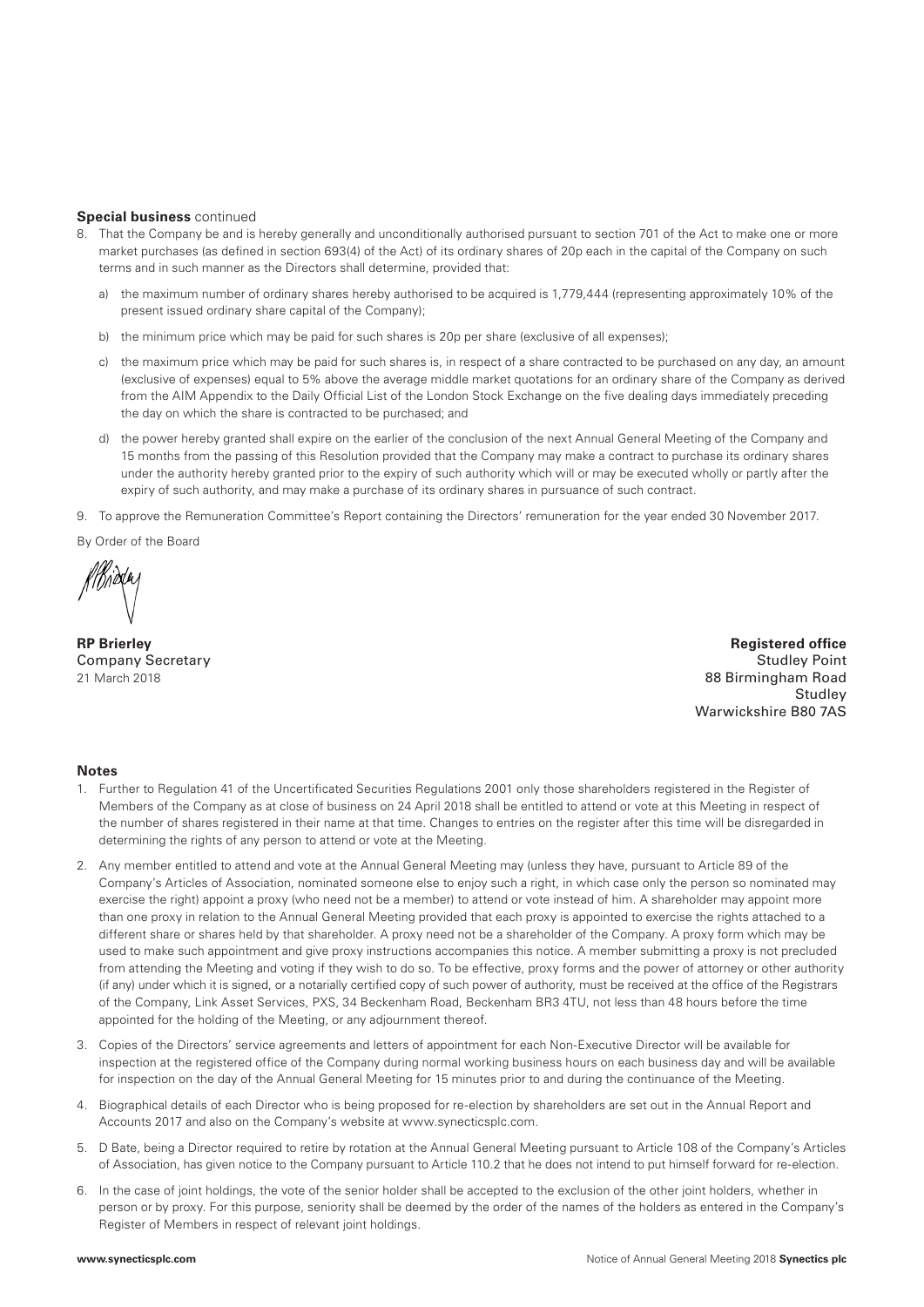**Special business** continued

8. That the Company be and is hereby generally and unconditionally authorised pursuant to section 701 of the Act to make one or more market purchases (as defined in section 693(4) of the Act) of its ordinary shares of 20p each in the capital of the Company on such terms and in such manner as the Directors shall determine, provided that:

   a) the maximum number of ordinary shares hereby authorised to be acquired is 1,779,444 (representing approximately 10% of the present issued ordinary share capital of the Company);

   b) the minimum price which may be paid for such shares is 20p per share (exclusive of all expenses);

   c) the maximum price which may be paid for such shares is, in respect of a share contracted to be purchased on any day, an amount (exclusive of expenses) equal to 5% above the average middle market quotations for an ordinary share of the Company as derived from the AIM Appendix to the Daily Official List of the London Stock Exchange on the five dealing days immediately preceding the day on which the share is contracted to be purchased; and

   d) the power hereby granted shall expire on the earlier of the conclusion of the next Annual General Meeting of the Company and 15 months from the passing of this Resolution provided that the Company may make a contract to purchase its ordinary shares under the authority hereby granted prior to the expiry of such authority which will or may be executed wholly or partly after the expiry of such authority, and may make a purchase of its ordinary shares in pursuance of such contract.

9. To approve the Remuneration Committee's Report containing the Directors' remuneration for the year ended 30 November 2017.

By Order of the Board

**RP Brierley**
Company Secretary
21 March 2018

**Registered office**
Studley Point
88 Birmingham Road
Studley
Warwickshire B80 7AS

## Notes

1. Further to Regulation 41 of the Uncertificated Securities Regulations 2001 only those shareholders registered in the Register of Members of the Company as at close of business on 24 April 2018 shall be entitled to attend or vote at this Meeting in respect of the number of shares registered in their name at that time. Changes to entries on the register after this time will be disregarded in determining the rights of any person to attend or vote at the Meeting.

2. Any member entitled to attend and vote at the Annual General Meeting may (unless they have, pursuant to Article 89 of the Company's Articles of Association, nominated someone else to enjoy such a right, in which case only the person so nominated may exercise the right) appoint a proxy (who need not be a member) to attend or vote instead of him. A shareholder may appoint more than one proxy in relation to the Annual General Meeting provided that each proxy is appointed to exercise the rights attached to a different share or shares held by that shareholder. A proxy need not be a shareholder of the Company. A proxy form which may be used to make such appointment and give proxy instructions accompanies this notice. A member submitting a proxy is not precluded from attending the Meeting and voting if they wish to do so. To be effective, proxy forms and the power of attorney or other authority (if any) under which it is signed, or a notarially certified copy of such power of authority, must be received at the office of the Registrars of the Company, Link Asset Services, PXS, 34 Beckenham Road, Beckenham BR3 4TU, not less than 48 hours before the time appointed for the holding of the Meeting, or any adjournment thereof.

3. Copies of the Directors' service agreements and letters of appointment for each Non-Executive Director will be available for inspection at the registered office of the Company during normal working business hours on each business day and will be available for inspection on the day of the Annual General Meeting for 15 minutes prior to and during the continuance of the Meeting.

4. Biographical details of each Director who is being proposed for re-election by shareholders are set out in the Annual Report and Accounts 2017 and also on the Company's website at www.synecticsplc.com.

5. D Bate, being a Director required to retire by rotation at the Annual General Meeting pursuant to Article 108 of the Company's Articles of Association, has given notice to the Company pursuant to Article 110.2 that he does not intend to put himself forward for re-election.

6. In the case of joint holdings, the vote of the senior holder shall be accepted to the exclusion of the other joint holders, whether in person or by proxy. For this purpose, seniority shall be deemed by the order of the names of the holders as entered in the Company's Register of Members in respect of relevant joint holdings.